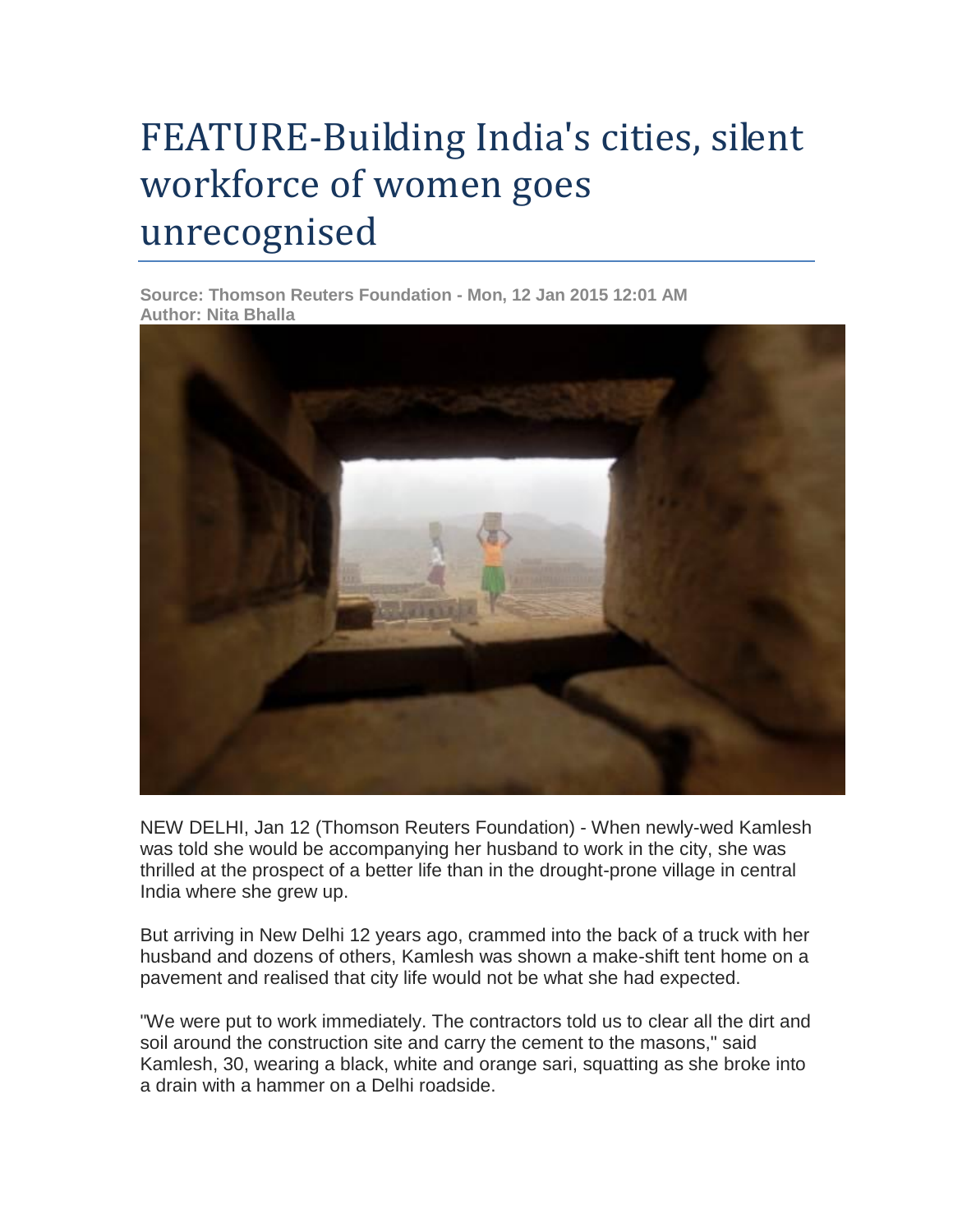# FEATURE-Building India's cities, silent workforce of women goes unrecognised

**Source: Thomson Reuters Foundation - Mon, 12 Jan 2015 12:01 AM**
**Author: Nita Bhalla**

NEW DELHI, Jan 12 (Thomson Reuters Foundation) - When newly-wed Kamlesh was told she would be accompanying her husband to work in the city, she was thrilled at the prospect of a better life than in the drought-prone village in central India where she grew up.

But arriving in New Delhi 12 years ago, crammed into the back of a truck with her husband and dozens of others, Kamlesh was shown a make-shift tent home on a pavement and realised that city life would not be what she had expected.

"We were put to work immediately. The contractors told us to clear all the dirt and soil around the construction site and carry the cement to the masons," said Kamlesh, 30, wearing a black, white and orange sari, squatting as she broke into a drain with a hammer on a Delhi roadside.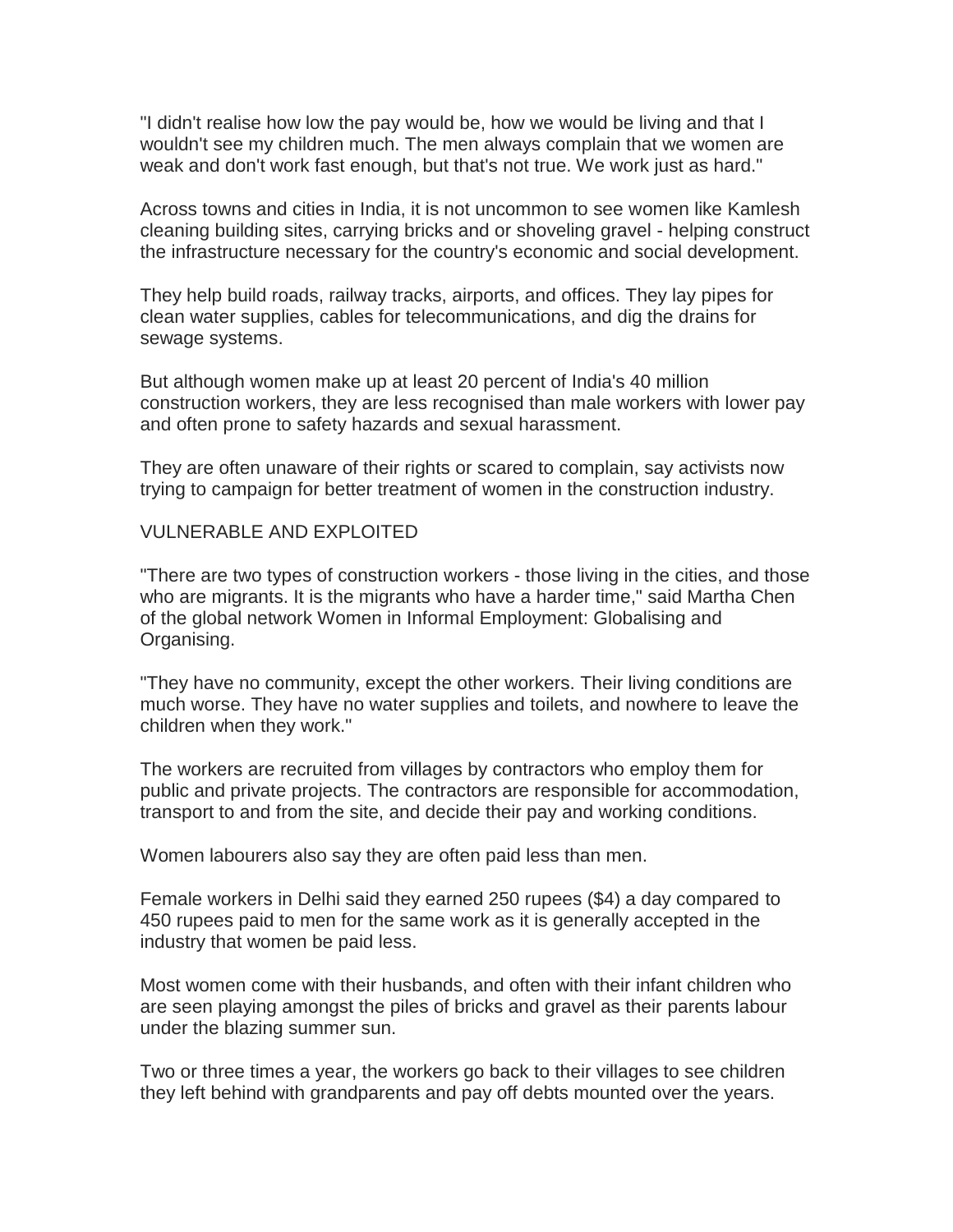"I didn't realise how low the pay would be, how we would be living and that I wouldn't see my children much. The men always complain that we women are weak and don't work fast enough, but that's not true. We work just as hard."

Across towns and cities in India, it is not uncommon to see women like Kamlesh cleaning building sites, carrying bricks and or shoveling gravel - helping construct the infrastructure necessary for the country's economic and social development.

They help build roads, railway tracks, airports, and offices. They lay pipes for clean water supplies, cables for telecommunications, and dig the drains for sewage systems.

But although women make up at least 20 percent of India's 40 million construction workers, they are less recognised than male workers with lower pay and often prone to safety hazards and sexual harassment.

They are often unaware of their rights or scared to complain, say activists now trying to campaign for better treatment of women in the construction industry.

## VULNERABLE AND EXPLOITED

"There are two types of construction workers - those living in the cities, and those who are migrants. It is the migrants who have a harder time," said Martha Chen of the global network Women in Informal Employment: Globalising and Organising.

"They have no community, except the other workers. Their living conditions are much worse. They have no water supplies and toilets, and nowhere to leave the children when they work."

The workers are recruited from villages by contractors who employ them for public and private projects. The contractors are responsible for accommodation, transport to and from the site, and decide their pay and working conditions.

Women labourers also say they are often paid less than men.

Female workers in Delhi said they earned 250 rupees ($4) a day compared to 450 rupees paid to men for the same work as it is generally accepted in the industry that women be paid less.

Most women come with their husbands, and often with their infant children who are seen playing amongst the piles of bricks and gravel as their parents labour under the blazing summer sun.

Two or three times a year, the workers go back to their villages to see children they left behind with grandparents and pay off debts mounted over the years.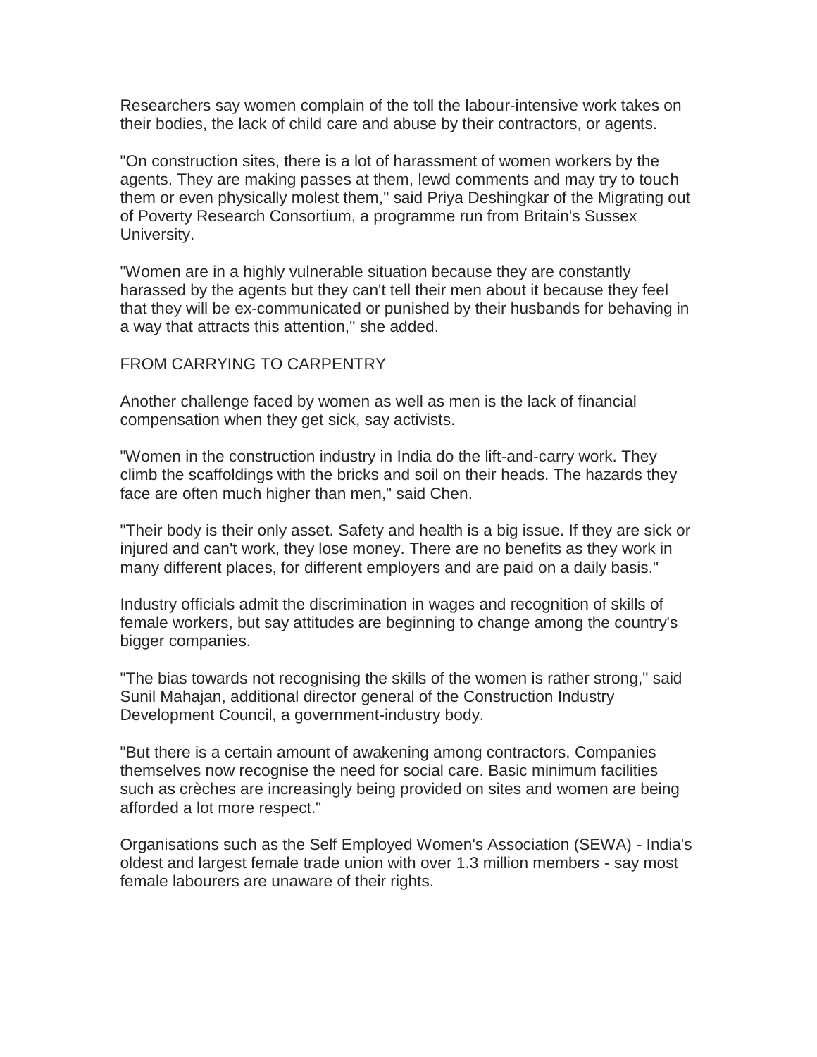Researchers say women complain of the toll the labour-intensive work takes on their bodies, the lack of child care and abuse by their contractors, or agents.

"On construction sites, there is a lot of harassment of women workers by the agents. They are making passes at them, lewd comments and may try to touch them or even physically molest them," said Priya Deshingkar of the Migrating out of Poverty Research Consortium, a programme run from Britain's Sussex University.

"Women are in a highly vulnerable situation because they are constantly harassed by the agents but they can't tell their men about it because they feel that they will be ex-communicated or punished by their husbands for behaving in a way that attracts this attention," she added.

## FROM CARRYING TO CARPENTRY

Another challenge faced by women as well as men is the lack of financial compensation when they get sick, say activists.

"Women in the construction industry in India do the lift-and-carry work. They climb the scaffoldings with the bricks and soil on their heads. The hazards they face are often much higher than men," said Chen.

"Their body is their only asset. Safety and health is a big issue. If they are sick or injured and can't work, they lose money. There are no benefits as they work in many different places, for different employers and are paid on a daily basis."

Industry officials admit the discrimination in wages and recognition of skills of female workers, but say attitudes are beginning to change among the country's bigger companies.

"The bias towards not recognising the skills of the women is rather strong," said Sunil Mahajan, additional director general of the Construction Industry Development Council, a government-industry body.

"But there is a certain amount of awakening among contractors. Companies themselves now recognise the need for social care. Basic minimum facilities such as crèches are increasingly being provided on sites and women are being afforded a lot more respect."

Organisations such as the Self Employed Women's Association (SEWA) - India's oldest and largest female trade union with over 1.3 million members - say most female labourers are unaware of their rights.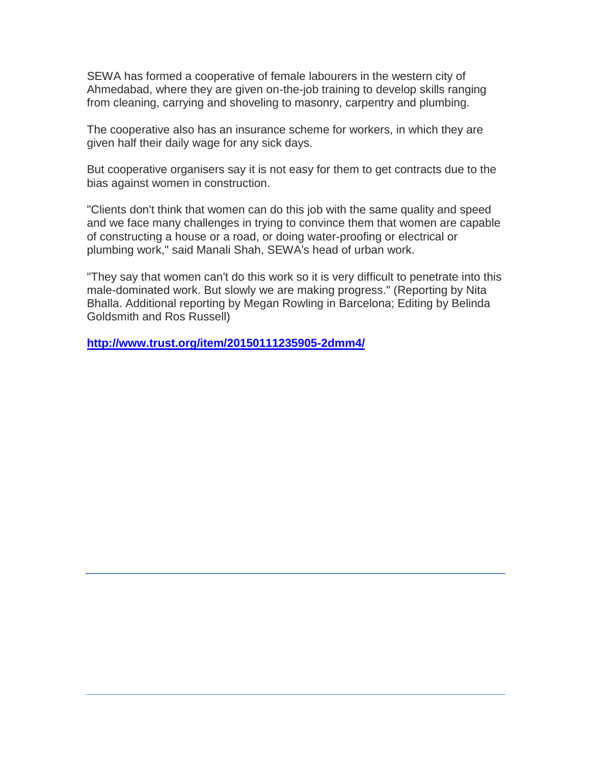SEWA has formed a cooperative of female labourers in the western city of Ahmedabad, where they are given on-the-job training to develop skills ranging from cleaning, carrying and shoveling to masonry, carpentry and plumbing.

The cooperative also has an insurance scheme for workers, in which they are given half their daily wage for any sick days.

But cooperative organisers say it is not easy for them to get contracts due to the bias against women in construction.

"Clients don't think that women can do this job with the same quality and speed and we face many challenges in trying to convince them that women are capable of constructing a house or a road, or doing water-proofing or electrical or plumbing work," said Manali Shah, SEWA's head of urban work.

"They say that women can't do this work so it is very difficult to penetrate into this male-dominated work. But slowly we are making progress." (Reporting by Nita Bhalla. Additional reporting by Megan Rowling in Barcelona; Editing by Belinda Goldsmith and Ros Russell)

**http://www.trust.org/item/20150111235905-2dmm4/**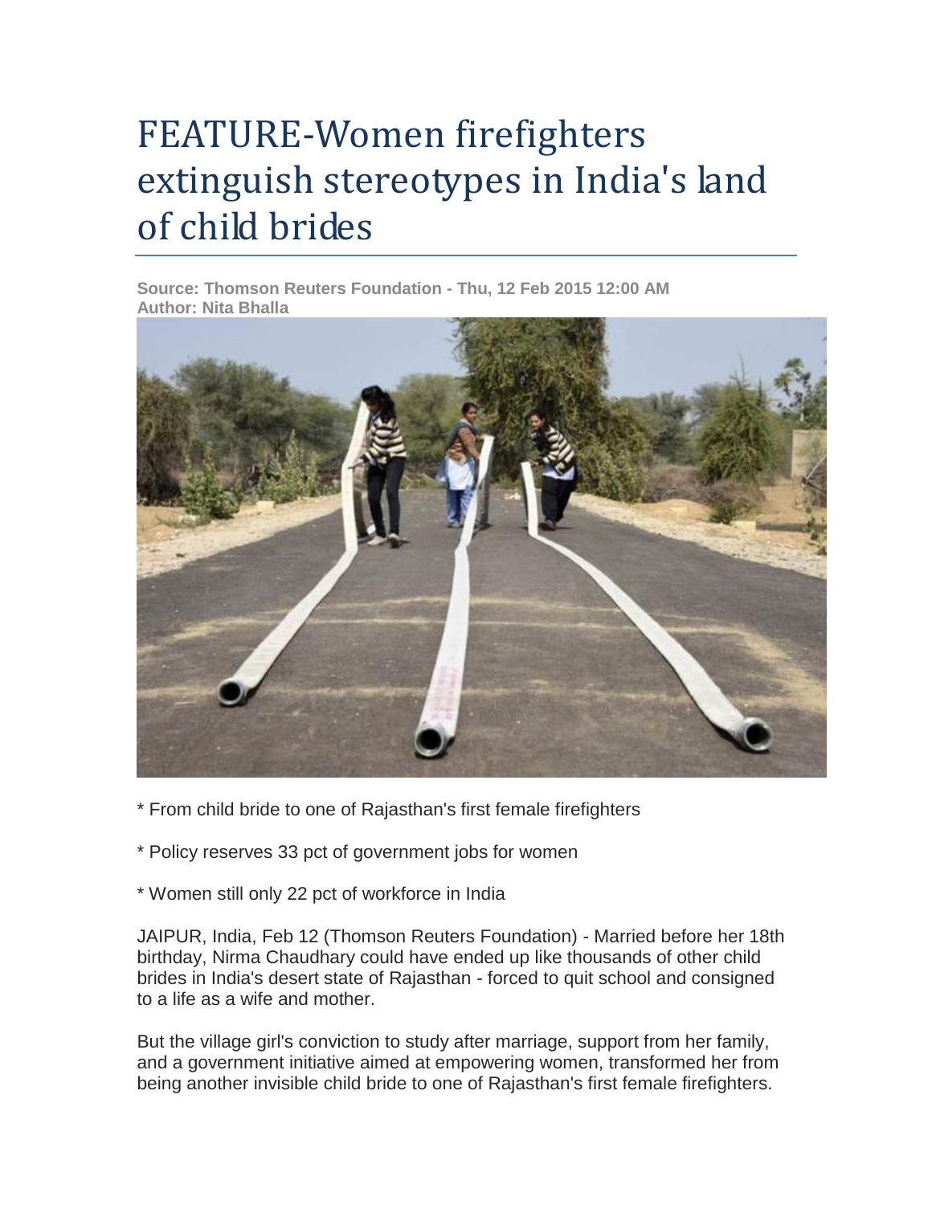# FEATURE-Women firefighters extinguish stereotypes in India's land of child brides

**Source: Thomson Reuters Foundation - Thu, 12 Feb 2015 12:00 AM**
**Author: Nita Bhalla**

* From child bride to one of Rajasthan's first female firefighters

* Policy reserves 33 pct of government jobs for women

* Women still only 22 pct of workforce in India

JAIPUR, India, Feb 12 (Thomson Reuters Foundation) - Married before her 18th birthday, Nirma Chaudhary could have ended up like thousands of other child brides in India's desert state of Rajasthan - forced to quit school and consigned to a life as a wife and mother.

But the village girl's conviction to study after marriage, support from her family, and a government initiative aimed at empowering women, transformed her from being another invisible child bride to one of Rajasthan's first female firefighters.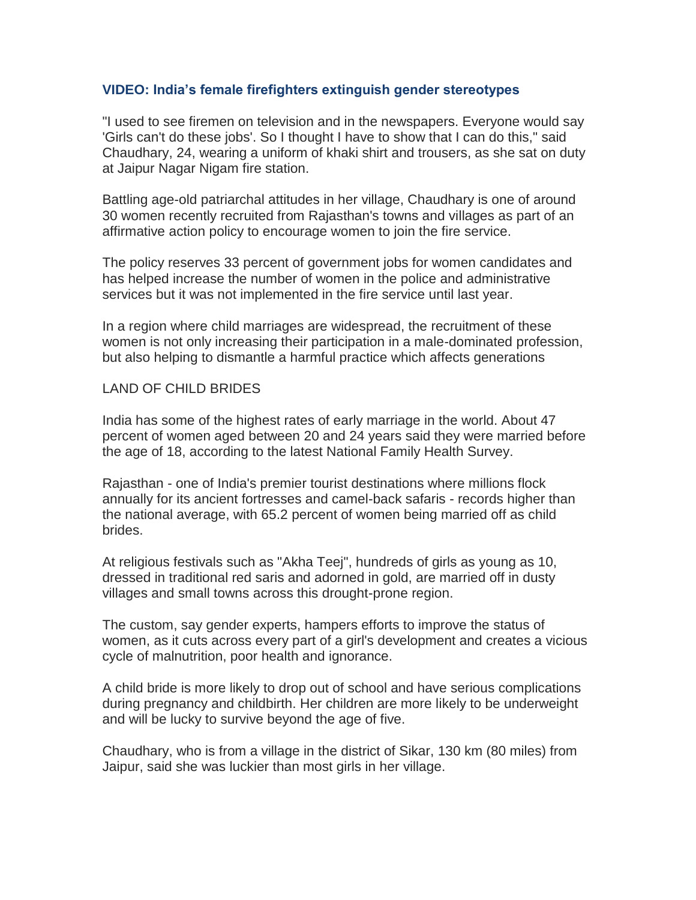### VIDEO: India's female firefighters extinguish gender stereotypes

"I used to see firemen on television and in the newspapers. Everyone would say 'Girls can't do these jobs'. So I thought I have to show that I can do this," said Chaudhary, 24, wearing a uniform of khaki shirt and trousers, as she sat on duty at Jaipur Nagar Nigam fire station.

Battling age-old patriarchal attitudes in her village, Chaudhary is one of around 30 women recently recruited from Rajasthan's towns and villages as part of an affirmative action policy to encourage women to join the fire service.

The policy reserves 33 percent of government jobs for women candidates and has helped increase the number of women in the police and administrative services but it was not implemented in the fire service until last year.

In a region where child marriages are widespread, the recruitment of these women is not only increasing their participation in a male-dominated profession, but also helping to dismantle a harmful practice which affects generations

LAND OF CHILD BRIDES

India has some of the highest rates of early marriage in the world. About 47 percent of women aged between 20 and 24 years said they were married before the age of 18, according to the latest National Family Health Survey.

Rajasthan - one of India's premier tourist destinations where millions flock annually for its ancient fortresses and camel-back safaris - records higher than the national average, with 65.2 percent of women being married off as child brides.

At religious festivals such as "Akha Teej", hundreds of girls as young as 10, dressed in traditional red saris and adorned in gold, are married off in dusty villages and small towns across this drought-prone region.

The custom, say gender experts, hampers efforts to improve the status of women, as it cuts across every part of a girl's development and creates a vicious cycle of malnutrition, poor health and ignorance.

A child bride is more likely to drop out of school and have serious complications during pregnancy and childbirth. Her children are more likely to be underweight and will be lucky to survive beyond the age of five.

Chaudhary, who is from a village in the district of Sikar, 130 km (80 miles) from Jaipur, said she was luckier than most girls in her village.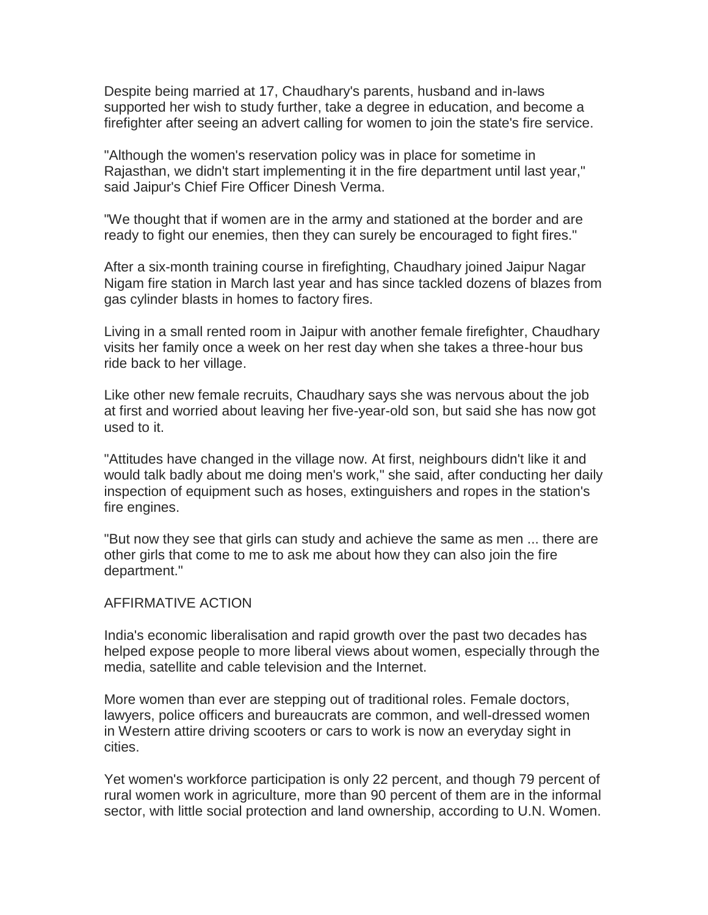Despite being married at 17, Chaudhary's parents, husband and in-laws supported her wish to study further, take a degree in education, and become a firefighter after seeing an advert calling for women to join the state's fire service.

"Although the women's reservation policy was in place for sometime in Rajasthan, we didn't start implementing it in the fire department until last year," said Jaipur's Chief Fire Officer Dinesh Verma.

"We thought that if women are in the army and stationed at the border and are ready to fight our enemies, then they can surely be encouraged to fight fires."

After a six-month training course in firefighting, Chaudhary joined Jaipur Nagar Nigam fire station in March last year and has since tackled dozens of blazes from gas cylinder blasts in homes to factory fires.

Living in a small rented room in Jaipur with another female firefighter, Chaudhary visits her family once a week on her rest day when she takes a three-hour bus ride back to her village.

Like other new female recruits, Chaudhary says she was nervous about the job at first and worried about leaving her five-year-old son, but said she has now got used to it.

"Attitudes have changed in the village now. At first, neighbours didn't like it and would talk badly about me doing men's work," she said, after conducting her daily inspection of equipment such as hoses, extinguishers and ropes in the station's fire engines.

"But now they see that girls can study and achieve the same as men ... there are other girls that come to me to ask me about how they can also join the fire department."

## AFFIRMATIVE ACTION

India's economic liberalisation and rapid growth over the past two decades has helped expose people to more liberal views about women, especially through the media, satellite and cable television and the Internet.

More women than ever are stepping out of traditional roles. Female doctors, lawyers, police officers and bureaucrats are common, and well-dressed women in Western attire driving scooters or cars to work is now an everyday sight in cities.

Yet women's workforce participation is only 22 percent, and though 79 percent of rural women work in agriculture, more than 90 percent of them are in the informal sector, with little social protection and land ownership, according to U.N. Women.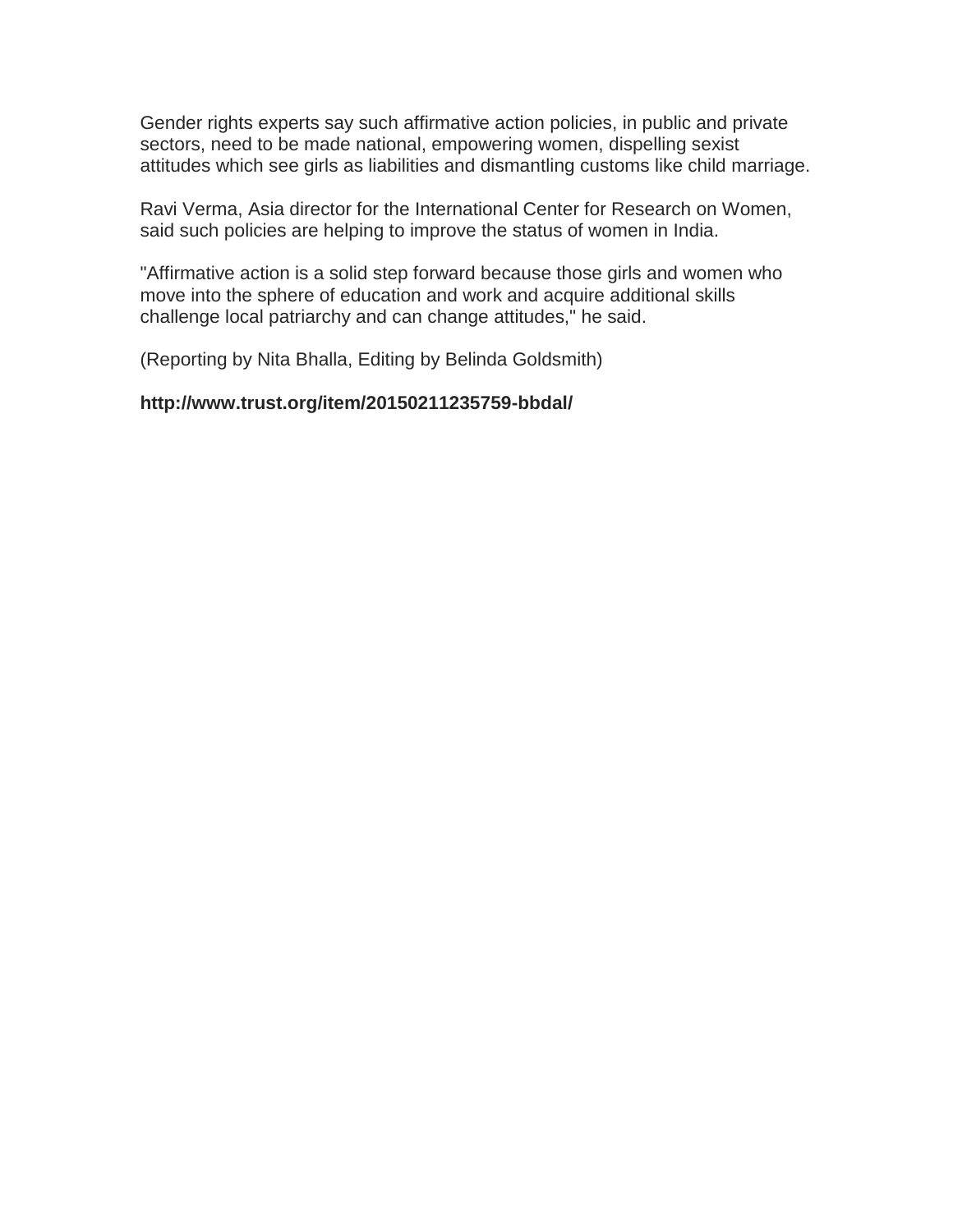Gender rights experts say such affirmative action policies, in public and private sectors, need to be made national, empowering women, dispelling sexist attitudes which see girls as liabilities and dismantling customs like child marriage.

Ravi Verma, Asia director for the International Center for Research on Women, said such policies are helping to improve the status of women in India.

"Affirmative action is a solid step forward because those girls and women who move into the sphere of education and work and acquire additional skills challenge local patriarchy and can change attitudes," he said.

(Reporting by Nita Bhalla, Editing by Belinda Goldsmith)

**http://www.trust.org/item/20150211235759-bbdal/**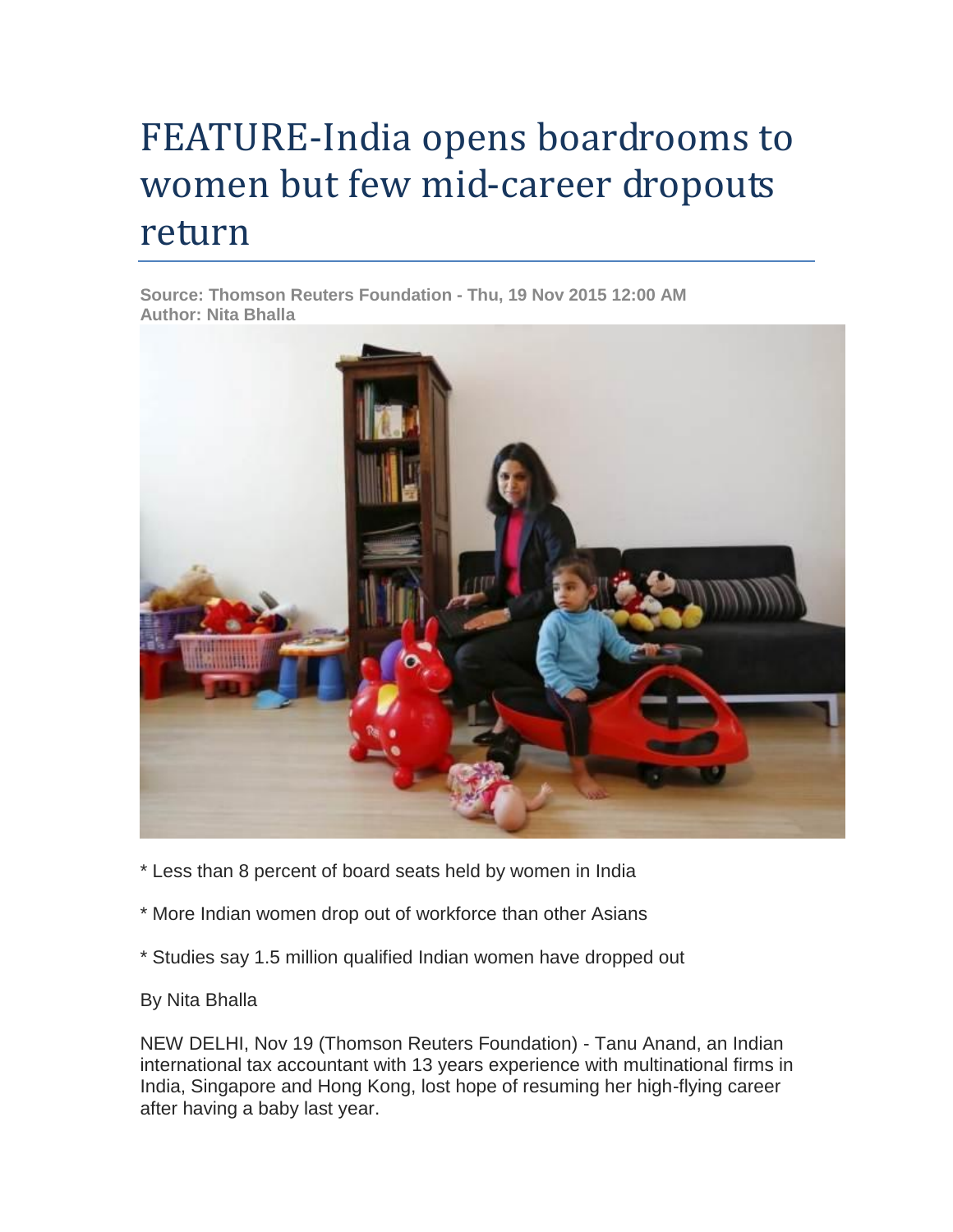# FEATURE-India opens boardrooms to women but few mid-career dropouts return

**Source: Thomson Reuters Foundation - Thu, 19 Nov 2015 12:00 AM**
**Author: Nita Bhalla**

* Less than 8 percent of board seats held by women in India

* More Indian women drop out of workforce than other Asians

* Studies say 1.5 million qualified Indian women have dropped out

By Nita Bhalla

NEW DELHI, Nov 19 (Thomson Reuters Foundation) - Tanu Anand, an Indian international tax accountant with 13 years experience with multinational firms in India, Singapore and Hong Kong, lost hope of resuming her high-flying career after having a baby last year.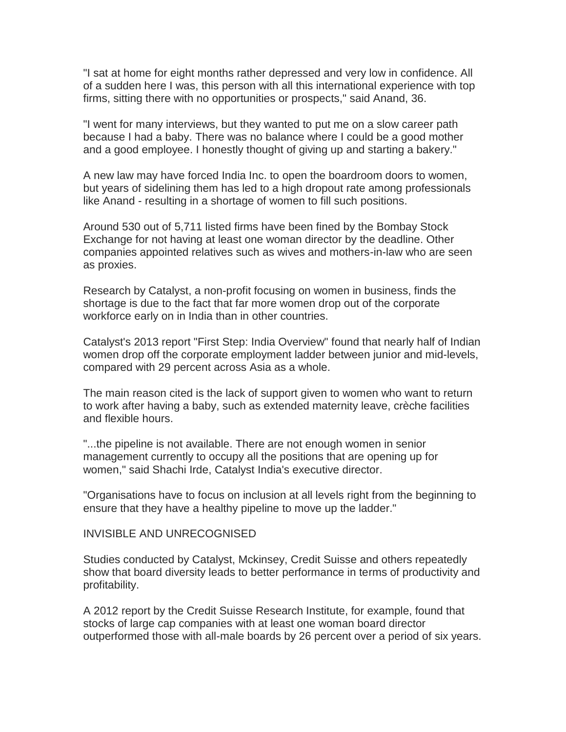"I sat at home for eight months rather depressed and very low in confidence. All of a sudden here I was, this person with all this international experience with top firms, sitting there with no opportunities or prospects," said Anand, 36.

"I went for many interviews, but they wanted to put me on a slow career path because I had a baby. There was no balance where I could be a good mother and a good employee. I honestly thought of giving up and starting a bakery."

A new law may have forced India Inc. to open the boardroom doors to women, but years of sidelining them has led to a high dropout rate among professionals like Anand - resulting in a shortage of women to fill such positions.

Around 530 out of 5,711 listed firms have been fined by the Bombay Stock Exchange for not having at least one woman director by the deadline. Other companies appointed relatives such as wives and mothers-in-law who are seen as proxies.

Research by Catalyst, a non-profit focusing on women in business, finds the shortage is due to the fact that far more women drop out of the corporate workforce early on in India than in other countries.

Catalyst's 2013 report "First Step: India Overview" found that nearly half of Indian women drop off the corporate employment ladder between junior and mid-levels, compared with 29 percent across Asia as a whole.

The main reason cited is the lack of support given to women who want to return to work after having a baby, such as extended maternity leave, crèche facilities and flexible hours.

"...the pipeline is not available. There are not enough women in senior management currently to occupy all the positions that are opening up for women," said Shachi Irde, Catalyst India's executive director.

"Organisations have to focus on inclusion at all levels right from the beginning to ensure that they have a healthy pipeline to move up the ladder."

## INVISIBLE AND UNRECOGNISED

Studies conducted by Catalyst, Mckinsey, Credit Suisse and others repeatedly show that board diversity leads to better performance in terms of productivity and profitability.

A 2012 report by the Credit Suisse Research Institute, for example, found that stocks of large cap companies with at least one woman board director outperformed those with all-male boards by 26 percent over a period of six years.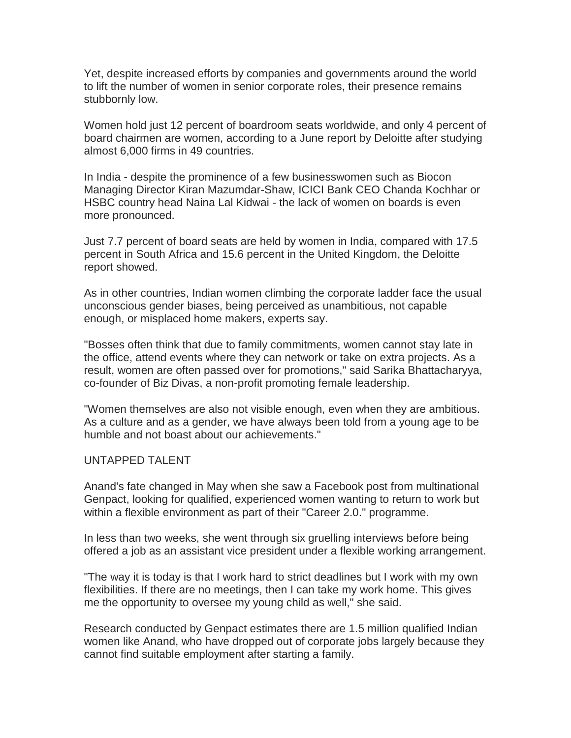Yet, despite increased efforts by companies and governments around the world to lift the number of women in senior corporate roles, their presence remains stubbornly low.

Women hold just 12 percent of boardroom seats worldwide, and only 4 percent of board chairmen are women, according to a June report by Deloitte after studying almost 6,000 firms in 49 countries.

In India - despite the prominence of a few businesswomen such as Biocon Managing Director Kiran Mazumdar-Shaw, ICICI Bank CEO Chanda Kochhar or HSBC country head Naina Lal Kidwai - the lack of women on boards is even more pronounced.

Just 7.7 percent of board seats are held by women in India, compared with 17.5 percent in South Africa and 15.6 percent in the United Kingdom, the Deloitte report showed.

As in other countries, Indian women climbing the corporate ladder face the usual unconscious gender biases, being perceived as unambitious, not capable enough, or misplaced home makers, experts say.

"Bosses often think that due to family commitments, women cannot stay late in the office, attend events where they can network or take on extra projects. As a result, women are often passed over for promotions," said Sarika Bhattacharyya, co-founder of Biz Divas, a non-profit promoting female leadership.

"Women themselves are also not visible enough, even when they are ambitious. As a culture and as a gender, we have always been told from a young age to be humble and not boast about our achievements."

UNTAPPED TALENT

Anand's fate changed in May when she saw a Facebook post from multinational Genpact, looking for qualified, experienced women wanting to return to work but within a flexible environment as part of their "Career 2.0." programme.

In less than two weeks, she went through six gruelling interviews before being offered a job as an assistant vice president under a flexible working arrangement.

"The way it is today is that I work hard to strict deadlines but I work with my own flexibilities. If there are no meetings, then I can take my work home. This gives me the opportunity to oversee my young child as well," she said.

Research conducted by Genpact estimates there are 1.5 million qualified Indian women like Anand, who have dropped out of corporate jobs largely because they cannot find suitable employment after starting a family.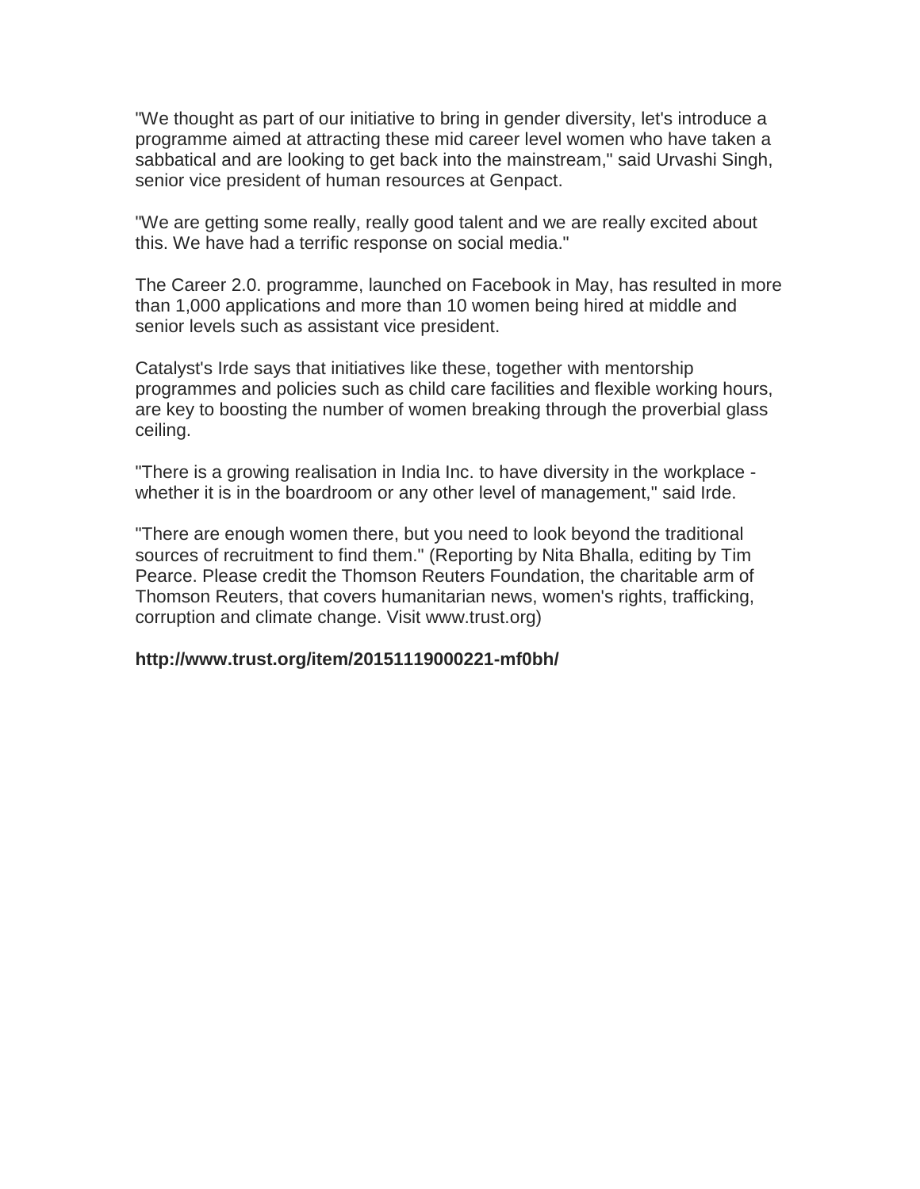"We thought as part of our initiative to bring in gender diversity, let's introduce a programme aimed at attracting these mid career level women who have taken a sabbatical and are looking to get back into the mainstream," said Urvashi Singh, senior vice president of human resources at Genpact.

"We are getting some really, really good talent and we are really excited about this. We have had a terrific response on social media."

The Career 2.0. programme, launched on Facebook in May, has resulted in more than 1,000 applications and more than 10 women being hired at middle and senior levels such as assistant vice president.

Catalyst's Irde says that initiatives like these, together with mentorship programmes and policies such as child care facilities and flexible working hours, are key to boosting the number of women breaking through the proverbial glass ceiling.

"There is a growing realisation in India Inc. to have diversity in the workplace - whether it is in the boardroom or any other level of management," said Irde.

"There are enough women there, but you need to look beyond the traditional sources of recruitment to find them." (Reporting by Nita Bhalla, editing by Tim Pearce. Please credit the Thomson Reuters Foundation, the charitable arm of Thomson Reuters, that covers humanitarian news, women's rights, trafficking, corruption and climate change. Visit www.trust.org)

**http://www.trust.org/item/20151119000221-mf0bh/**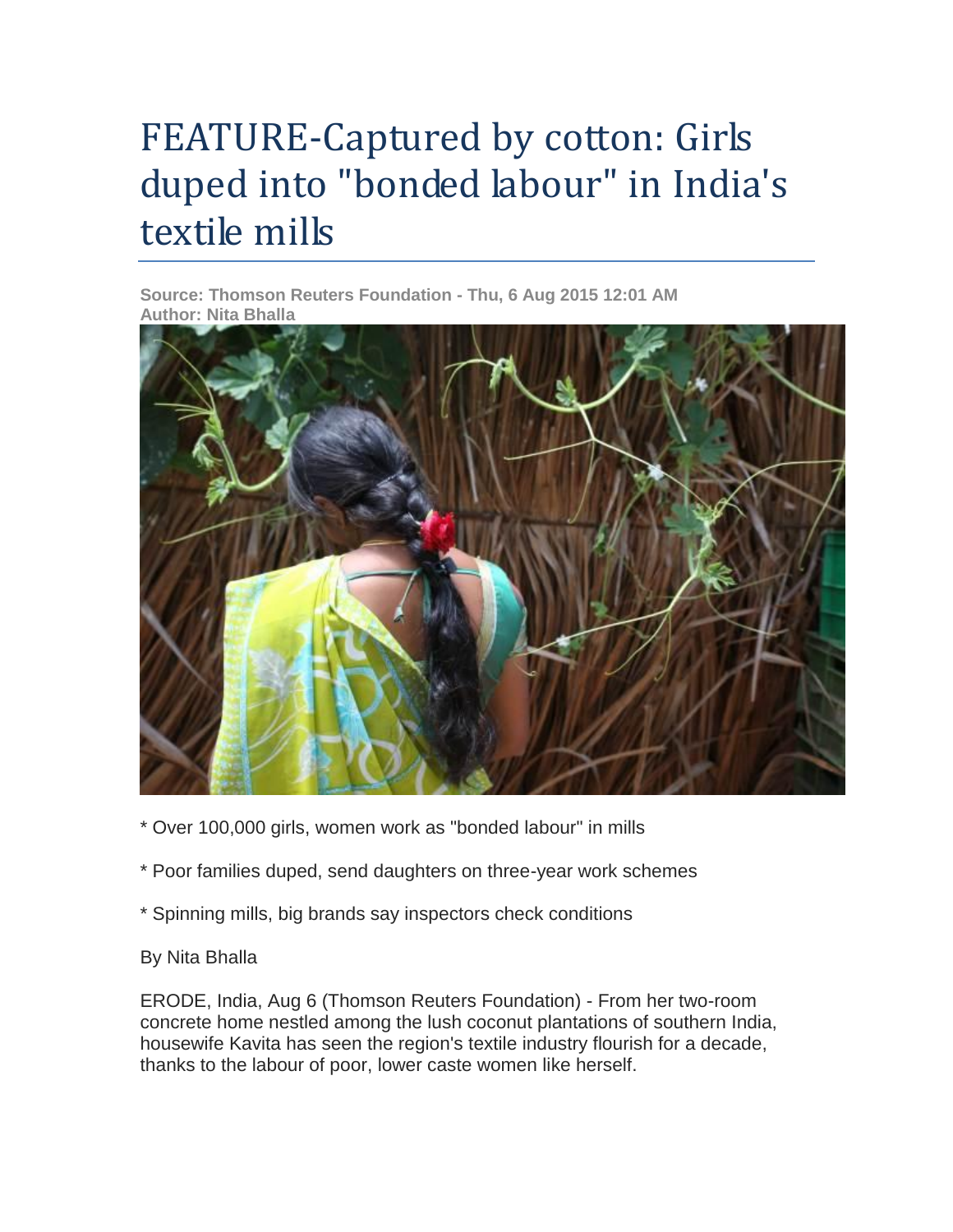# FEATURE-Captured by cotton: Girls duped into "bonded labour" in India's textile mills

**Source: Thomson Reuters Foundation - Thu, 6 Aug 2015 12:01 AM**
**Author: Nita Bhalla**

* Over 100,000 girls, women work as "bonded labour" in mills

* Poor families duped, send daughters on three-year work schemes

* Spinning mills, big brands say inspectors check conditions

By Nita Bhalla

ERODE, India, Aug 6 (Thomson Reuters Foundation) - From her two-room concrete home nestled among the lush coconut plantations of southern India, housewife Kavita has seen the region's textile industry flourish for a decade, thanks to the labour of poor, lower caste women like herself.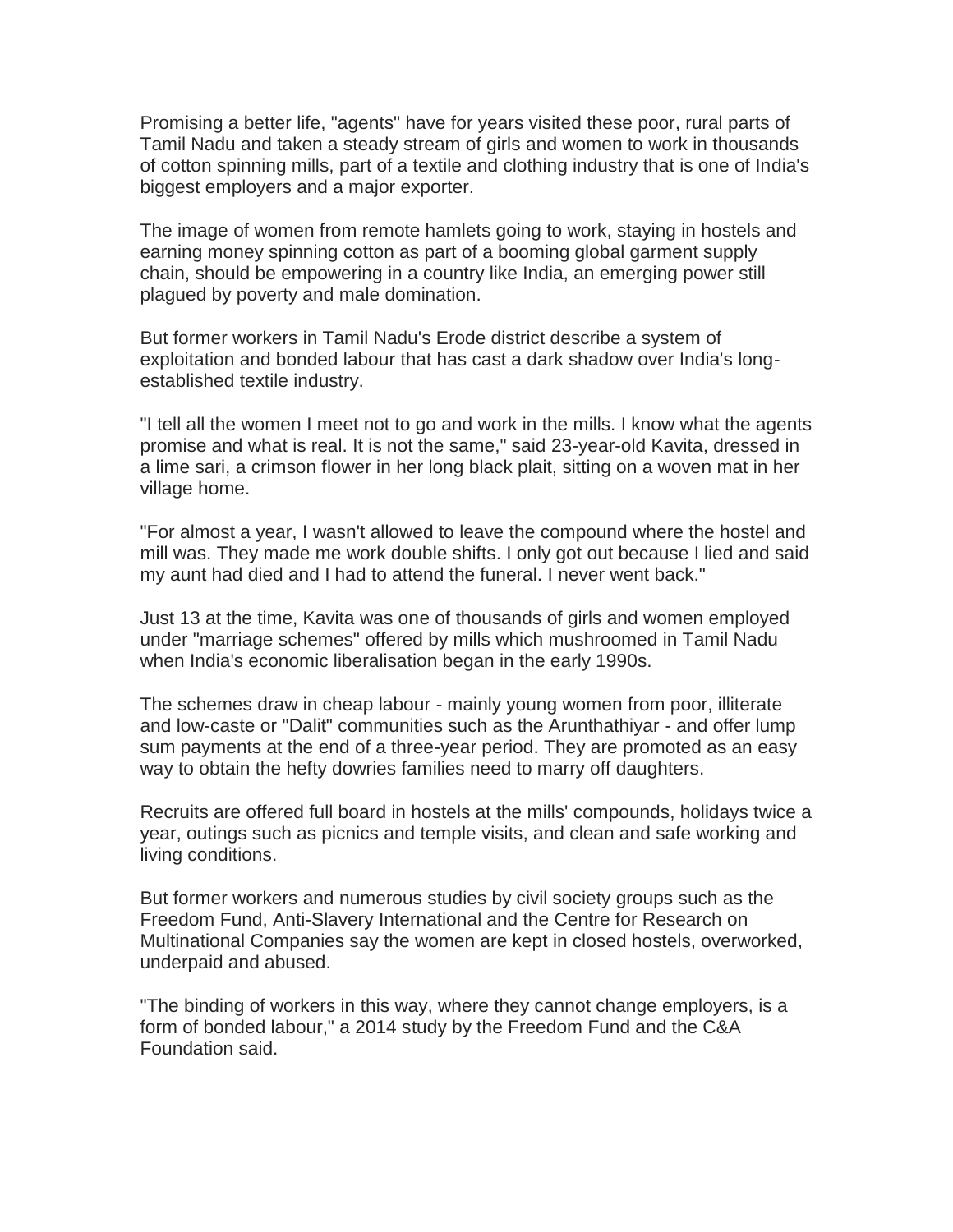Promising a better life, "agents" have for years visited these poor, rural parts of Tamil Nadu and taken a steady stream of girls and women to work in thousands of cotton spinning mills, part of a textile and clothing industry that is one of India's biggest employers and a major exporter.

The image of women from remote hamlets going to work, staying in hostels and earning money spinning cotton as part of a booming global garment supply chain, should be empowering in a country like India, an emerging power still plagued by poverty and male domination.

But former workers in Tamil Nadu's Erode district describe a system of exploitation and bonded labour that has cast a dark shadow over India's long-established textile industry.

"I tell all the women I meet not to go and work in the mills. I know what the agents promise and what is real. It is not the same," said 23-year-old Kavita, dressed in a lime sari, a crimson flower in her long black plait, sitting on a woven mat in her village home.

"For almost a year, I wasn't allowed to leave the compound where the hostel and mill was. They made me work double shifts. I only got out because I lied and said my aunt had died and I had to attend the funeral. I never went back."

Just 13 at the time, Kavita was one of thousands of girls and women employed under "marriage schemes" offered by mills which mushroomed in Tamil Nadu when India's economic liberalisation began in the early 1990s.

The schemes draw in cheap labour - mainly young women from poor, illiterate and low-caste or "Dalit" communities such as the Arunthathiyar - and offer lump sum payments at the end of a three-year period. They are promoted as an easy way to obtain the hefty dowries families need to marry off daughters.

Recruits are offered full board in hostels at the mills' compounds, holidays twice a year, outings such as picnics and temple visits, and clean and safe working and living conditions.

But former workers and numerous studies by civil society groups such as the Freedom Fund, Anti-Slavery International and the Centre for Research on Multinational Companies say the women are kept in closed hostels, overworked, underpaid and abused.

"The binding of workers in this way, where they cannot change employers, is a form of bonded labour," a 2014 study by the Freedom Fund and the C&A Foundation said.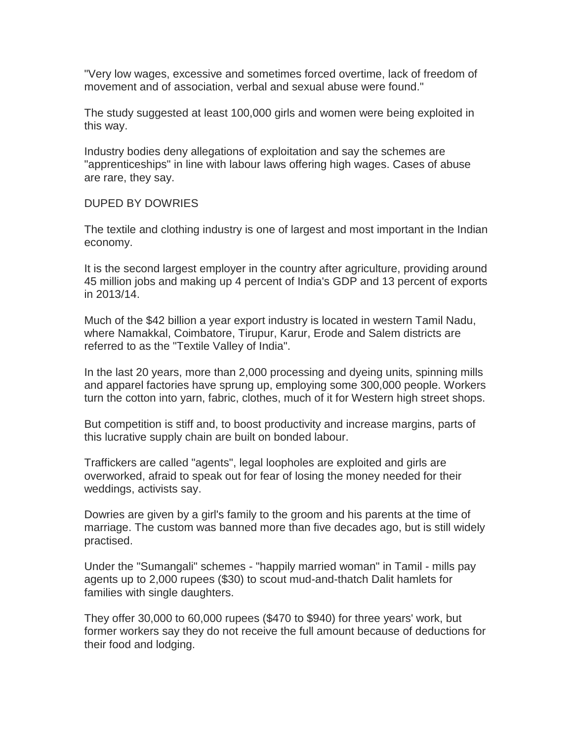"Very low wages, excessive and sometimes forced overtime, lack of freedom of movement and of association, verbal and sexual abuse were found."

The study suggested at least 100,000 girls and women were being exploited in this way.

Industry bodies deny allegations of exploitation and say the schemes are "apprenticeships" in line with labour laws offering high wages. Cases of abuse are rare, they say.

DUPED BY DOWRIES

The textile and clothing industry is one of largest and most important in the Indian economy.

It is the second largest employer in the country after agriculture, providing around 45 million jobs and making up 4 percent of India's GDP and 13 percent of exports in 2013/14.

Much of the $42 billion a year export industry is located in western Tamil Nadu, where Namakkal, Coimbatore, Tirupur, Karur, Erode and Salem districts are referred to as the "Textile Valley of India".

In the last 20 years, more than 2,000 processing and dyeing units, spinning mills and apparel factories have sprung up, employing some 300,000 people. Workers turn the cotton into yarn, fabric, clothes, much of it for Western high street shops.

But competition is stiff and, to boost productivity and increase margins, parts of this lucrative supply chain are built on bonded labour.

Traffickers are called "agents", legal loopholes are exploited and girls are overworked, afraid to speak out for fear of losing the money needed for their weddings, activists say.

Dowries are given by a girl's family to the groom and his parents at the time of marriage. The custom was banned more than five decades ago, but is still widely practised.

Under the "Sumangali" schemes - "happily married woman" in Tamil - mills pay agents up to 2,000 rupees ($30) to scout mud-and-thatch Dalit hamlets for families with single daughters.

They offer 30,000 to 60,000 rupees ($470 to $940) for three years' work, but former workers say they do not receive the full amount because of deductions for their food and lodging.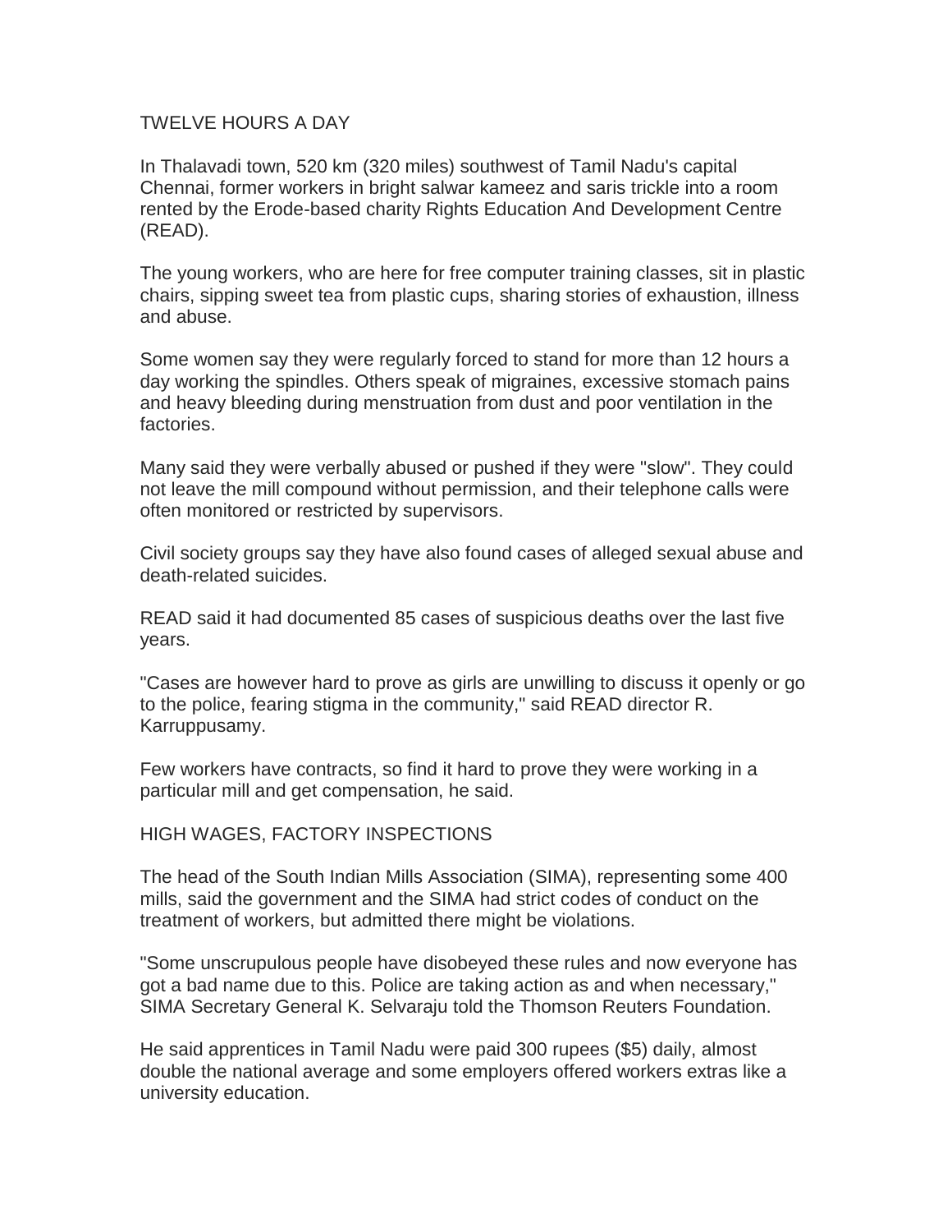## TWELVE HOURS A DAY

In Thalavadi town, 520 km (320 miles) southwest of Tamil Nadu's capital Chennai, former workers in bright salwar kameez and saris trickle into a room rented by the Erode-based charity Rights Education And Development Centre (READ).

The young workers, who are here for free computer training classes, sit in plastic chairs, sipping sweet tea from plastic cups, sharing stories of exhaustion, illness and abuse.

Some women say they were regularly forced to stand for more than 12 hours a day working the spindles. Others speak of migraines, excessive stomach pains and heavy bleeding during menstruation from dust and poor ventilation in the factories.

Many said they were verbally abused or pushed if they were "slow". They could not leave the mill compound without permission, and their telephone calls were often monitored or restricted by supervisors.

Civil society groups say they have also found cases of alleged sexual abuse and death-related suicides.

READ said it had documented 85 cases of suspicious deaths over the last five years.

"Cases are however hard to prove as girls are unwilling to discuss it openly or go to the police, fearing stigma in the community," said READ director R. Karruppusamy.

Few workers have contracts, so find it hard to prove they were working in a particular mill and get compensation, he said.

## HIGH WAGES, FACTORY INSPECTIONS

The head of the South Indian Mills Association (SIMA), representing some 400 mills, said the government and the SIMA had strict codes of conduct on the treatment of workers, but admitted there might be violations.

"Some unscrupulous people have disobeyed these rules and now everyone has got a bad name due to this. Police are taking action as and when necessary," SIMA Secretary General K. Selvaraju told the Thomson Reuters Foundation.

He said apprentices in Tamil Nadu were paid 300 rupees ($5) daily, almost double the national average and some employers offered workers extras like a university education.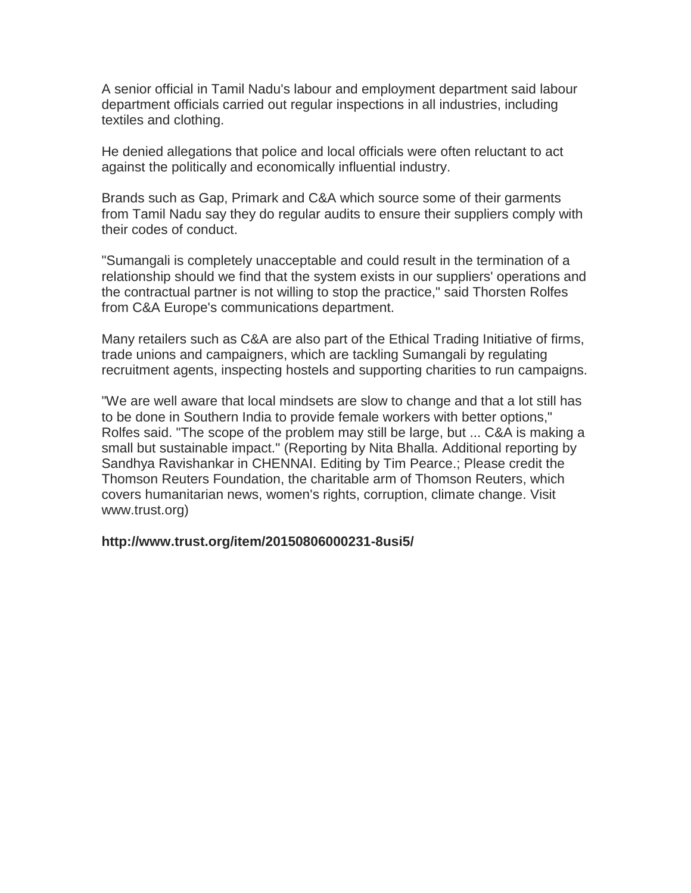A senior official in Tamil Nadu's labour and employment department said labour department officials carried out regular inspections in all industries, including textiles and clothing.

He denied allegations that police and local officials were often reluctant to act against the politically and economically influential industry.

Brands such as Gap, Primark and C&A which source some of their garments from Tamil Nadu say they do regular audits to ensure their suppliers comply with their codes of conduct.

"Sumangali is completely unacceptable and could result in the termination of a relationship should we find that the system exists in our suppliers' operations and the contractual partner is not willing to stop the practice," said Thorsten Rolfes from C&A Europe's communications department.

Many retailers such as C&A are also part of the Ethical Trading Initiative of firms, trade unions and campaigners, which are tackling Sumangali by regulating recruitment agents, inspecting hostels and supporting charities to run campaigns.

"We are well aware that local mindsets are slow to change and that a lot still has to be done in Southern India to provide female workers with better options," Rolfes said. "The scope of the problem may still be large, but ... C&A is making a small but sustainable impact." (Reporting by Nita Bhalla. Additional reporting by Sandhya Ravishankar in CHENNAI. Editing by Tim Pearce.; Please credit the Thomson Reuters Foundation, the charitable arm of Thomson Reuters, which covers humanitarian news, women's rights, corruption, climate change. Visit www.trust.org)

**http://www.trust.org/item/20150806000231-8usi5/**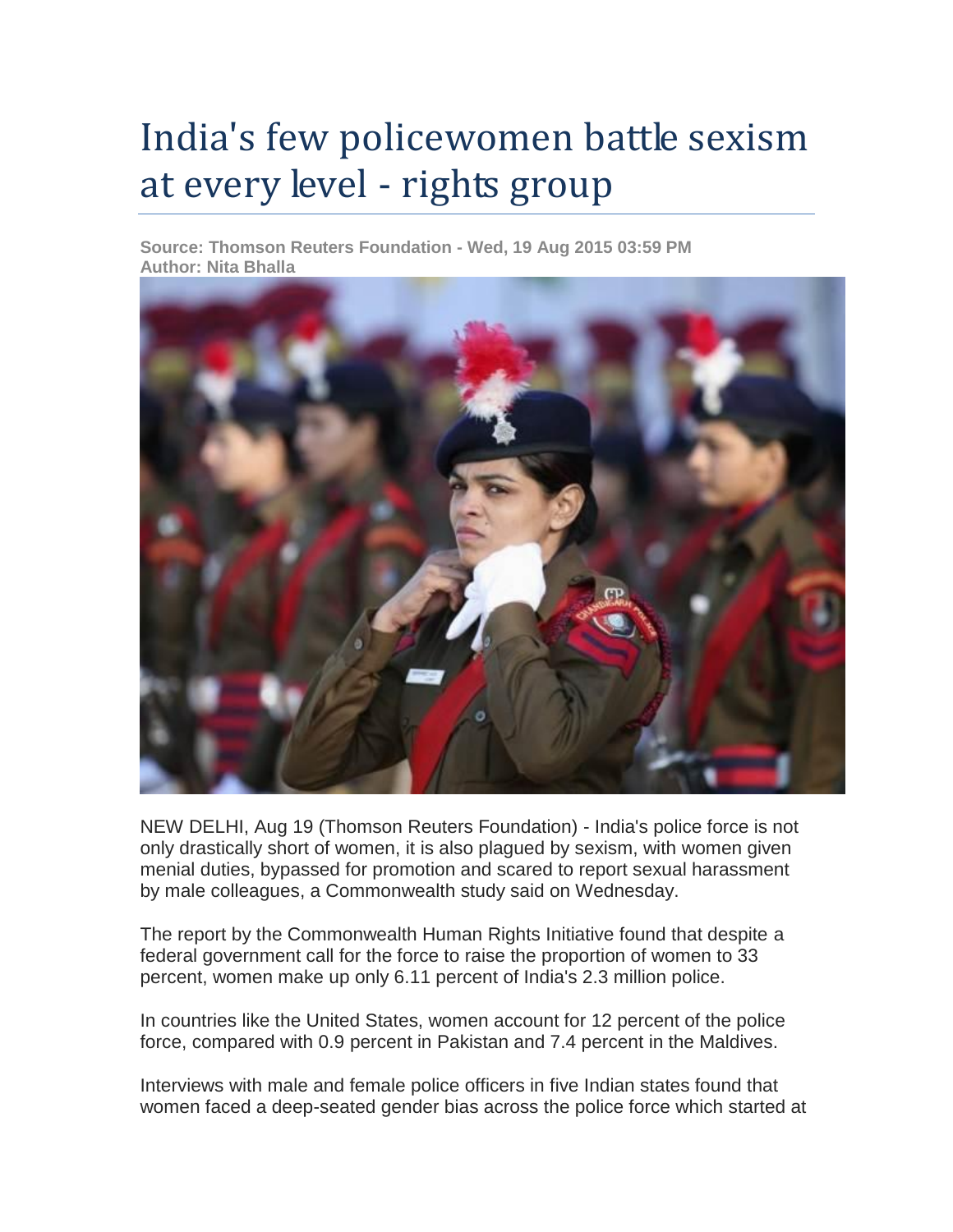# India's few policewomen battle sexism at every level - rights group

**Source: Thomson Reuters Foundation - Wed, 19 Aug 2015 03:59 PM**
**Author: Nita Bhalla**

NEW DELHI, Aug 19 (Thomson Reuters Foundation) - India's police force is not only drastically short of women, it is also plagued by sexism, with women given menial duties, bypassed for promotion and scared to report sexual harassment by male colleagues, a Commonwealth study said on Wednesday.

The report by the Commonwealth Human Rights Initiative found that despite a federal government call for the force to raise the proportion of women to 33 percent, women make up only 6.11 percent of India's 2.3 million police.

In countries like the United States, women account for 12 percent of the police force, compared with 0.9 percent in Pakistan and 7.4 percent in the Maldives.

Interviews with male and female police officers in five Indian states found that women faced a deep-seated gender bias across the police force which started at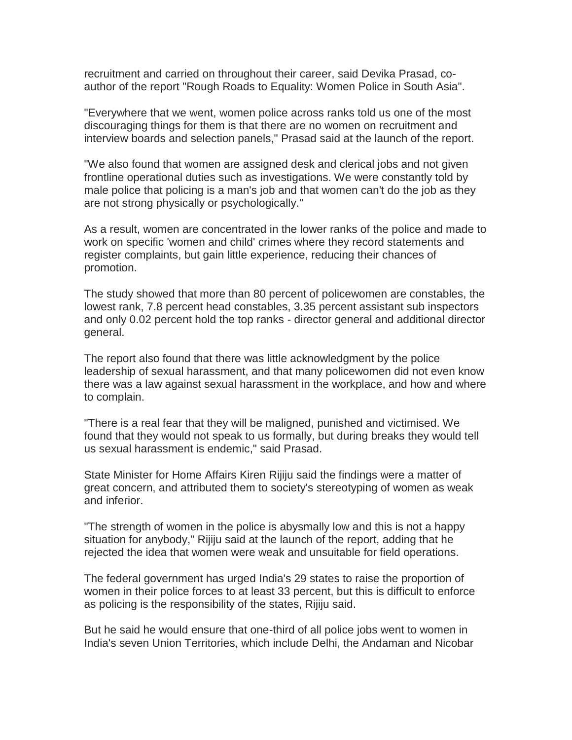recruitment and carried on throughout their career, said Devika Prasad, co-author of the report "Rough Roads to Equality: Women Police in South Asia".

"Everywhere that we went, women police across ranks told us one of the most discouraging things for them is that there are no women on recruitment and interview boards and selection panels," Prasad said at the launch of the report.

"We also found that women are assigned desk and clerical jobs and not given frontline operational duties such as investigations. We were constantly told by male police that policing is a man's job and that women can't do the job as they are not strong physically or psychologically."

As a result, women are concentrated in the lower ranks of the police and made to work on specific 'women and child' crimes where they record statements and register complaints, but gain little experience, reducing their chances of promotion.

The study showed that more than 80 percent of policewomen are constables, the lowest rank, 7.8 percent head constables, 3.35 percent assistant sub inspectors and only 0.02 percent hold the top ranks - director general and additional director general.

The report also found that there was little acknowledgment by the police leadership of sexual harassment, and that many policewomen did not even know there was a law against sexual harassment in the workplace, and how and where to complain.

"There is a real fear that they will be maligned, punished and victimised. We found that they would not speak to us formally, but during breaks they would tell us sexual harassment is endemic," said Prasad.

State Minister for Home Affairs Kiren Rijiju said the findings were a matter of great concern, and attributed them to society's stereotyping of women as weak and inferior.

"The strength of women in the police is abysmally low and this is not a happy situation for anybody," Rijiju said at the launch of the report, adding that he rejected the idea that women were weak and unsuitable for field operations.

The federal government has urged India's 29 states to raise the proportion of women in their police forces to at least 33 percent, but this is difficult to enforce as policing is the responsibility of the states, Rijiju said.

But he said he would ensure that one-third of all police jobs went to women in India's seven Union Territories, which include Delhi, the Andaman and Nicobar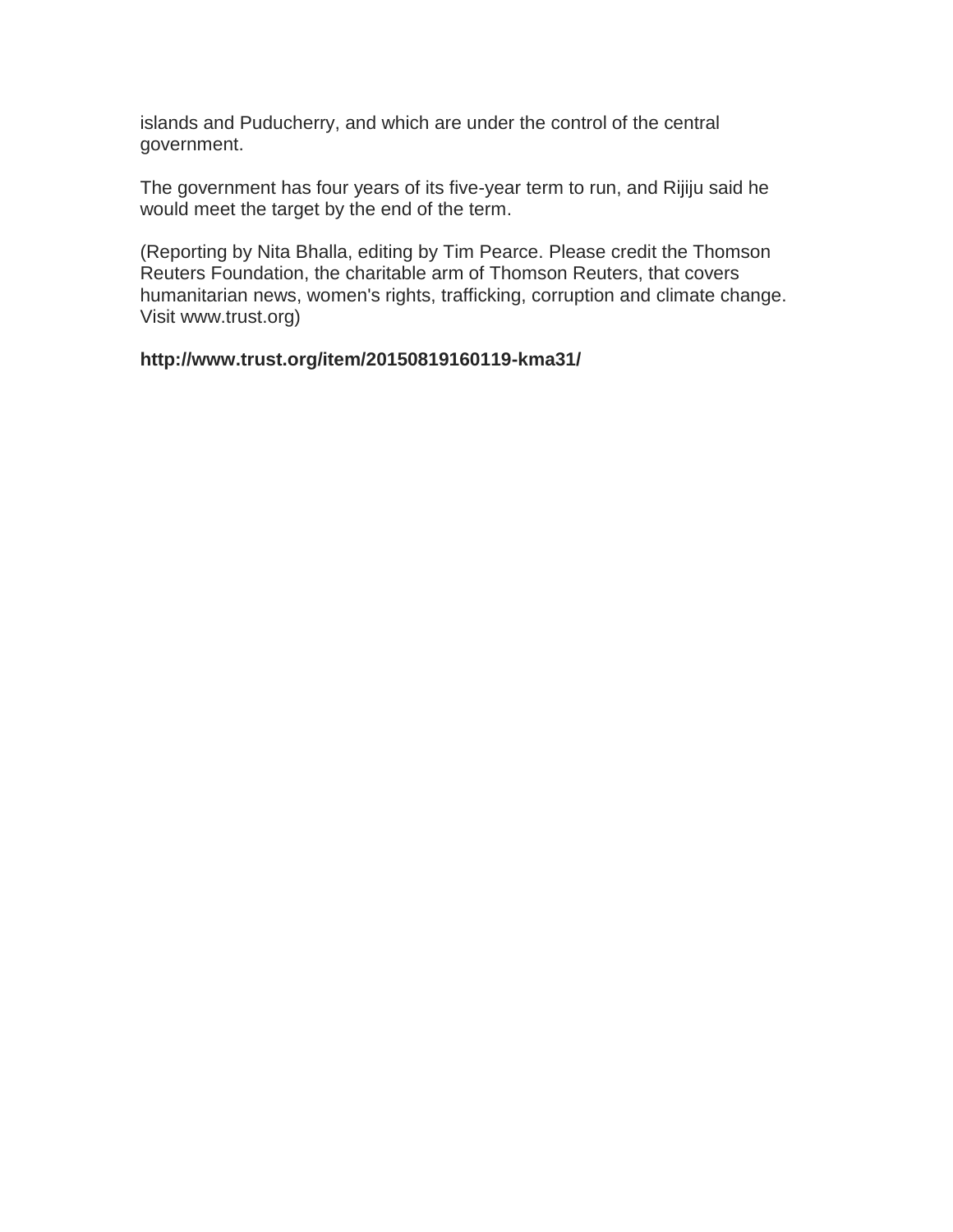islands and Puducherry, and which are under the control of the central government.

The government has four years of its five-year term to run, and Rijiju said he would meet the target by the end of the term.

(Reporting by Nita Bhalla, editing by Tim Pearce. Please credit the Thomson Reuters Foundation, the charitable arm of Thomson Reuters, that covers humanitarian news, women's rights, trafficking, corruption and climate change. Visit www.trust.org)

**http://www.trust.org/item/20150819160119-kma31/**